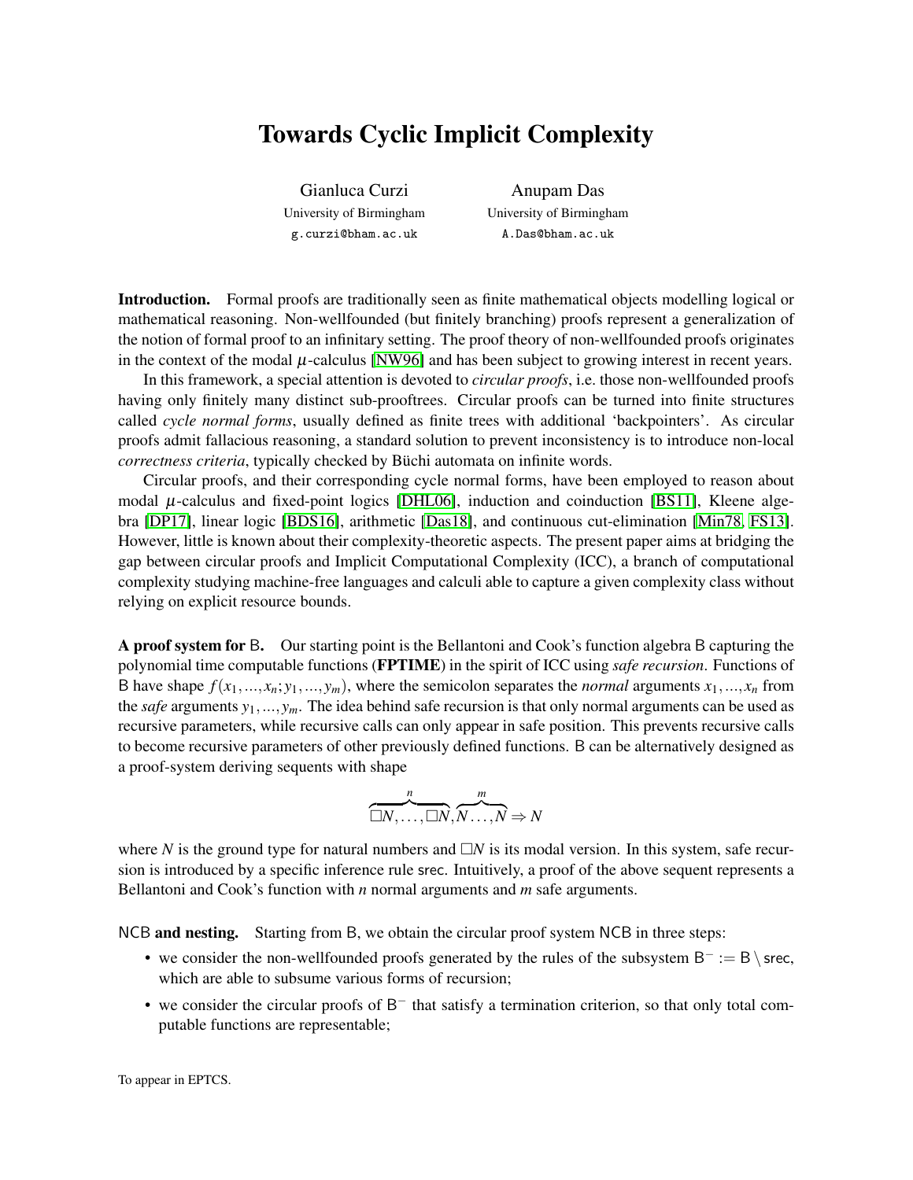# Towards Cyclic Implicit Complexity

Gianluca Curzi
University of Birmingham
g.curzi@bham.ac.uk

Anupam Das
University of Birmingham
A.Das@bham.ac.uk

**Introduction.** Formal proofs are traditionally seen as finite mathematical objects modelling logical or mathematical reasoning. Non-wellfounded (but finitely branching) proofs represent a generalization of the notion of formal proof to an infinitary setting. The proof theory of non-wellfounded proofs originates in the context of the modal $\mu$-calculus [NW96] and has been subject to growing interest in recent years.

In this framework, a special attention is devoted to *circular proofs*, i.e. those non-wellfounded proofs having only finitely many distinct sub-prooftrees. Circular proofs can be turned into finite structures called *cycle normal forms*, usually defined as finite trees with additional 'backpointers'. As circular proofs admit fallacious reasoning, a standard solution to prevent inconsistency is to introduce non-local *correctness criteria*, typically checked by Büchi automata on infinite words.

Circular proofs, and their corresponding cycle normal forms, have been employed to reason about modal $\mu$-calculus and fixed-point logics [DHL06], induction and coinduction [BS11], Kleene algebra [DP17], linear logic [BDS16], arithmetic [Das18], and continuous cut-elimination [Min78, FS13]. However, little is known about their complexity-theoretic aspects. The present paper aims at bridging the gap between circular proofs and Implicit Computational Complexity (ICC), a branch of computational complexity studying machine-free languages and calculi able to capture a given complexity class without relying on explicit resource bounds.

**A proof system for $\mathsf{B}$.** Our starting point is the Bellantoni and Cook's function algebra $\mathsf{B}$ capturing the polynomial time computable functions (**FPTIME**) in the spirit of ICC using *safe recursion*. Functions of $\mathsf{B}$ have shape $f(x_1,...,x_n;y_1,...,y_m)$, where the semicolon separates the *normal* arguments $x_1,...,x_n$ from the *safe* arguments $y_1,...,y_m$. The idea behind safe recursion is that only normal arguments can be used as recursive parameters, while recursive calls can only appear in safe position. This prevents recursive calls to become recursive parameters of other previously defined functions. $\mathsf{B}$ can be alternatively designed as a proof-system deriving sequents with shape

$$\overbrace{\Box N,\ldots,\Box N}^{n},\overbrace{N\ldots,N}^{m} \Rightarrow N$$

where $N$ is the ground type for natural numbers and $\Box N$ is its modal version. In this system, safe recursion is introduced by a specific inference rule $\mathsf{srec}$. Intuitively, a proof of the above sequent represents a Bellantoni and Cook's function with $n$ normal arguments and $m$ safe arguments.

**$\mathsf{NCB}$ and nesting.** Starting from $\mathsf{B}$, we obtain the circular proof system $\mathsf{NCB}$ in three steps:

- we consider the non-wellfounded proofs generated by the rules of the subsystem $\mathsf{B}^- := \mathsf{B} \setminus \mathsf{srec}$, which are able to subsume various forms of recursion;
- we consider the circular proofs of $\mathsf{B}^-$ that satisfy a termination criterion, so that only total computable functions are representable;

To appear in EPTCS.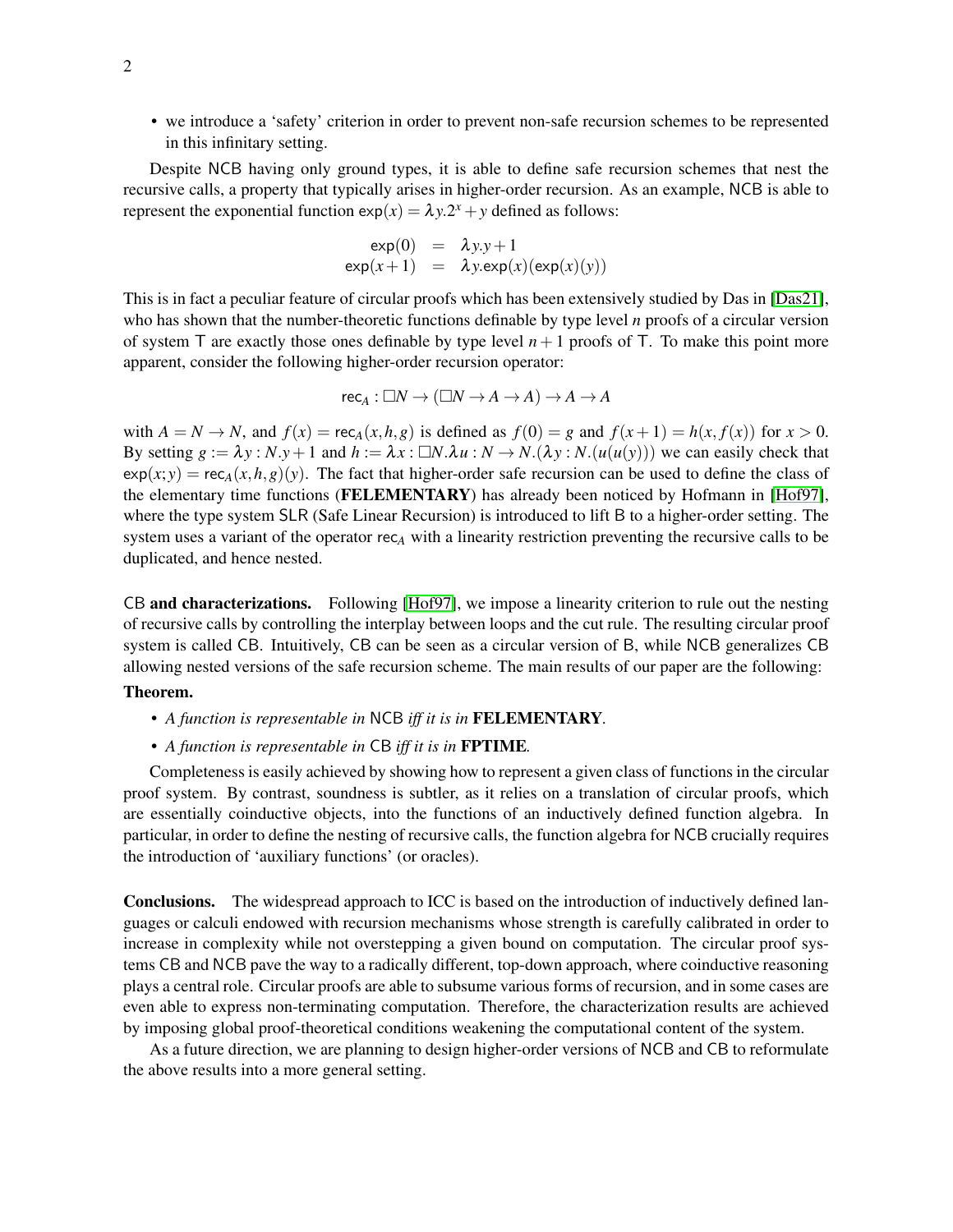- we introduce a 'safety' criterion in order to prevent non-safe recursion schemes to be represented in this infinitary setting.

Despite NCB having only ground types, it is able to define safe recursion schemes that nest the recursive calls, a property that typically arises in higher-order recursion. As an example, NCB is able to represent the exponential function $\mathsf{exp}(x) = \lambda y.2^x + y$ defined as follows:

$$
\begin{aligned}
\mathsf{exp}(0) &= \lambda y.y+1 \\
\mathsf{exp}(x+1) &= \lambda y.\mathsf{exp}(x)(\mathsf{exp}(x)(y))
\end{aligned}
$$

This is in fact a peculiar feature of circular proofs which has been extensively studied by Das in [Das21], who has shown that the number-theoretic functions definable by type level $n$ proofs of a circular version of system T are exactly those ones definable by type level $n+1$ proofs of T. To make this point more apparent, consider the following higher-order recursion operator:

$$
\mathsf{rec}_A : \Box N \to (\Box N \to A \to A) \to A \to A
$$

with $A = N \to N$, and $f(x) = \mathsf{rec}_A(x,h,g)$ is defined as $f(0) = g$ and $f(x+1) = h(x, f(x))$ for $x > 0$. By setting $g := \lambda y : N.y+1$ and $h := \lambda x : \Box N.\lambda u : N \to N.(\lambda y : N.(u(u(y)))$ we can easily check that $\mathsf{exp}(x;y) = \mathsf{rec}_A(x,h,g)(y)$. The fact that higher-order safe recursion can be used to define the class of the elementary time functions (**FELEMENTARY**) has already been noticed by Hofmann in [Hof97], where the type system SLR (Safe Linear Recursion) is introduced to lift B to a higher-order setting. The system uses a variant of the operator $\mathsf{rec}_A$ with a linearity restriction preventing the recursive calls to be duplicated, and hence nested.

**CB and characterizations.** Following [Hof97], we impose a linearity criterion to rule out the nesting of recursive calls by controlling the interplay between loops and the cut rule. The resulting circular proof system is called CB. Intuitively, CB can be seen as a circular version of B, while NCB generalizes CB allowing nested versions of the safe recursion scheme. The main results of our paper are the following:

**Theorem.**

- *A function is representable in* NCB *iff it is in* **FELEMENTARY**.
- *A function is representable in* CB *iff it is in* **FPTIME**.

Completeness is easily achieved by showing how to represent a given class of functions in the circular proof system. By contrast, soundness is subtler, as it relies on a translation of circular proofs, which are essentially coinductive objects, into the functions of an inductively defined function algebra. In particular, in order to define the nesting of recursive calls, the function algebra for NCB crucially requires the introduction of 'auxiliary functions' (or oracles).

**Conclusions.** The widespread approach to ICC is based on the introduction of inductively defined languages or calculi endowed with recursion mechanisms whose strength is carefully calibrated in order to increase in complexity while not overstepping a given bound on computation. The circular proof systems CB and NCB pave the way to a radically different, top-down approach, where coinductive reasoning plays a central role. Circular proofs are able to subsume various forms of recursion, and in some cases are even able to express non-terminating computation. Therefore, the characterization results are achieved by imposing global proof-theoretical conditions weakening the computational content of the system.

As a future direction, we are planning to design higher-order versions of NCB and CB to reformulate the above results into a more general setting.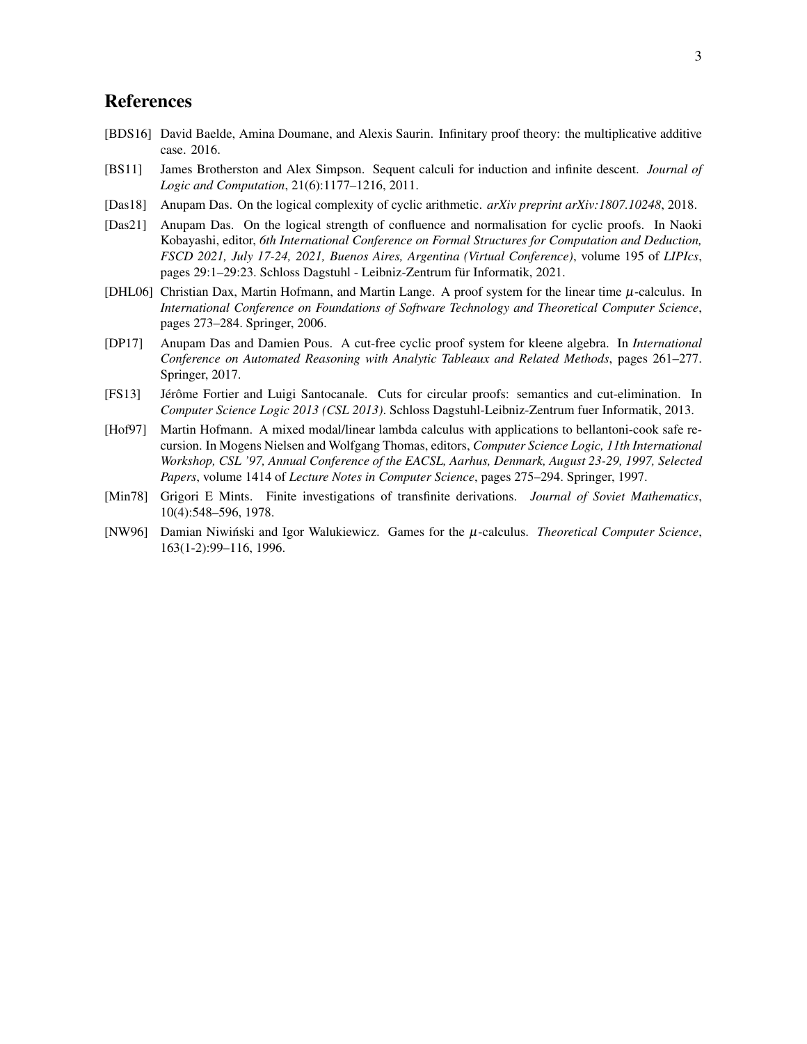# References

[BDS16] David Baelde, Amina Doumane, and Alexis Saurin. Infinitary proof theory: the multiplicative additive case. 2016.

[BS11] James Brotherston and Alex Simpson. Sequent calculi for induction and infinite descent. *Journal of Logic and Computation*, 21(6):1177–1216, 2011.

[Das18] Anupam Das. On the logical complexity of cyclic arithmetic. *arXiv preprint arXiv:1807.10248*, 2018.

[Das21] Anupam Das. On the logical strength of confluence and normalisation for cyclic proofs. In Naoki Kobayashi, editor, *6th International Conference on Formal Structures for Computation and Deduction, FSCD 2021, July 17-24, 2021, Buenos Aires, Argentina (Virtual Conference)*, volume 195 of *LIPIcs*, pages 29:1–29:23. Schloss Dagstuhl - Leibniz-Zentrum für Informatik, 2021.

[DHL06] Christian Dax, Martin Hofmann, and Martin Lange. A proof system for the linear time $\mu$-calculus. In *International Conference on Foundations of Software Technology and Theoretical Computer Science*, pages 273–284. Springer, 2006.

[DP17] Anupam Das and Damien Pous. A cut-free cyclic proof system for kleene algebra. In *International Conference on Automated Reasoning with Analytic Tableaux and Related Methods*, pages 261–277. Springer, 2017.

[FS13] Jérôme Fortier and Luigi Santocanale. Cuts for circular proofs: semantics and cut-elimination. In *Computer Science Logic 2013 (CSL 2013)*. Schloss Dagstuhl-Leibniz-Zentrum fuer Informatik, 2013.

[Hof97] Martin Hofmann. A mixed modal/linear lambda calculus with applications to bellantoni-cook safe recursion. In Mogens Nielsen and Wolfgang Thomas, editors, *Computer Science Logic, 11th International Workshop, CSL '97, Annual Conference of the EACSL, Aarhus, Denmark, August 23-29, 1997, Selected Papers*, volume 1414 of *Lecture Notes in Computer Science*, pages 275–294. Springer, 1997.

[Min78] Grigori E Mints. Finite investigations of transfinite derivations. *Journal of Soviet Mathematics*, 10(4):548–596, 1978.

[NW96] Damian Niwiński and Igor Walukiewicz. Games for the $\mu$-calculus. *Theoretical Computer Science*, 163(1-2):99–116, 1996.